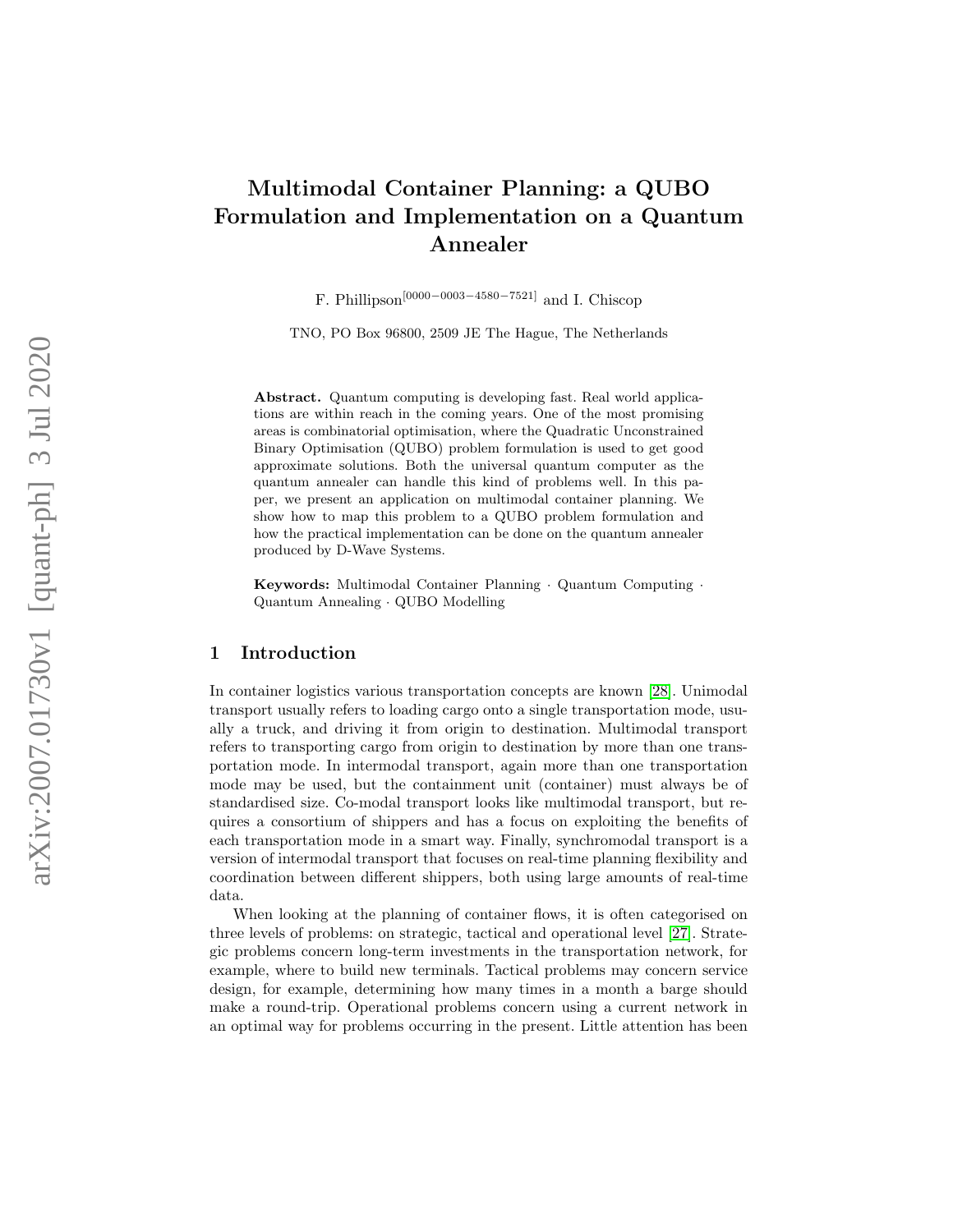# Multimodal Container Planning: a QUBO Formulation and Implementation on a Quantum Annealer

F. Phillipson[0000−0003−4580−7521] and I. Chiscop

TNO, PO Box 96800, 2509 JE The Hague, The Netherlands

**Abstract.** Quantum computing is developing fast. Real world applications are within reach in the coming years. One of the most promising areas is combinatorial optimisation, where the Quadratic Unconstrained Binary Optimisation (QUBO) problem formulation is used to get good approximate solutions. Both the universal quantum computer as the quantum annealer can handle this kind of problems well. In this paper, we present an application on multimodal container planning. We show how to map this problem to a QUBO problem formulation and how the practical implementation can be done on the quantum annealer produced by D-Wave Systems.

**Keywords:** Multimodal Container Planning · Quantum Computing · Quantum Annealing · QUBO Modelling

## 1 Introduction

In container logistics various transportation concepts are known [28]. Unimodal transport usually refers to loading cargo onto a single transportation mode, usually a truck, and driving it from origin to destination. Multimodal transport refers to transporting cargo from origin to destination by more than one transportation mode. In intermodal transport, again more than one transportation mode may be used, but the containment unit (container) must always be of standardised size. Co-modal transport looks like multimodal transport, but requires a consortium of shippers and has a focus on exploiting the benefits of each transportation mode in a smart way. Finally, synchromodal transport is a version of intermodal transport that focuses on real-time planning flexibility and coordination between different shippers, both using large amounts of real-time data.

When looking at the planning of container flows, it is often categorised on three levels of problems: on strategic, tactical and operational level [27]. Strategic problems concern long-term investments in the transportation network, for example, where to build new terminals. Tactical problems may concern service design, for example, determining how many times in a month a barge should make a round-trip. Operational problems concern using a current network in an optimal way for problems occurring in the present. Little attention has been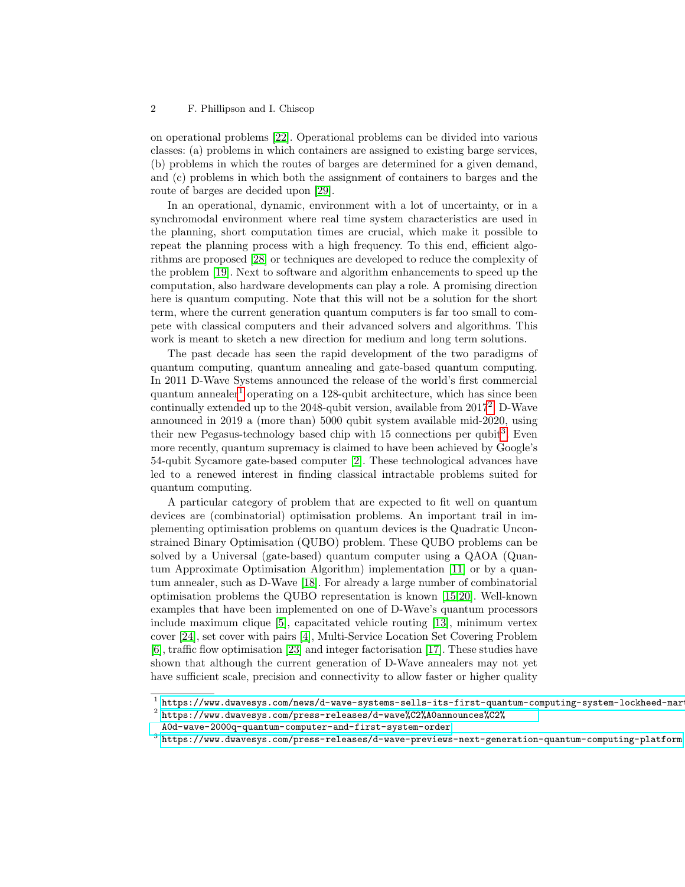on operational problems [22]. Operational problems can be divided into various classes: (a) problems in which containers are assigned to existing barge services, (b) problems in which the routes of barges are determined for a given demand, and (c) problems in which both the assignment of containers to barges and the route of barges are decided upon [29].

In an operational, dynamic, environment with a lot of uncertainty, or in a synchromodal environment where real time system characteristics are used in the planning, short computation times are crucial, which make it possible to repeat the planning process with a high frequency. To this end, efficient algorithms are proposed [28] or techniques are developed to reduce the complexity of the problem [19]. Next to software and algorithm enhancements to speed up the computation, also hardware developments can play a role. A promising direction here is quantum computing. Note that this will not be a solution for the short term, where the current generation quantum computers is far too small to compete with classical computers and their advanced solvers and algorithms. This work is meant to sketch a new direction for medium and long term solutions.

The past decade has seen the rapid development of the two paradigms of quantum computing, quantum annealing and gate-based quantum computing. In 2011 D-Wave Systems announced the release of the world's first commercial quantum annealer[1] operating on a 128-qubit architecture, which has since been continually extended up to the 2048-qubit version, available from 2017[2]. D-Wave announced in 2019 a (more than) 5000 qubit system available mid-2020, using their new Pegasus-technology based chip with 15 connections per qubit[3]. Even more recently, quantum supremacy is claimed to have been achieved by Google's 54-qubit Sycamore gate-based computer [2]. These technological advances have led to a renewed interest in finding classical intractable problems suited for quantum computing.

A particular category of problem that are expected to fit well on quantum devices are (combinatorial) optimisation problems. An important trail in implementing optimisation problems on quantum devices is the Quadratic Unconstrained Binary Optimisation (QUBO) problem. These QUBO problems can be solved by a Universal (gate-based) quantum computer using a QAOA (Quantum Approximate Optimisation Algorithm) implementation [11] or by a quantum annealer, such as D-Wave [18]. For already a large number of combinatorial optimisation problems the QUBO representation is known [15,20]. Well-known examples that have been implemented on one of D-Wave's quantum processors include maximum clique [5], capacitated vehicle routing [13], minimum vertex cover [24], set cover with pairs [4], Multi-Service Location Set Covering Problem [6], traffic flow optimisation [23] and integer factorisation [17]. These studies have shown that although the current generation of D-Wave annealers may not yet have sufficient scale, precision and connectivity to allow faster or higher quality

[1] https://www.dwavesys.com/news/d-wave-systems-sells-its-first-quantum-computing-system-lockheed-mart

[2] https://www.dwavesys.com/press-releases/d-wave%C2%A0announces%C2%A0d-wave-2000q-quantum-computer-and-first-system-order

[3] https://www.dwavesys.com/press-releases/d-wave-previews-next-generation-quantum-computing-platform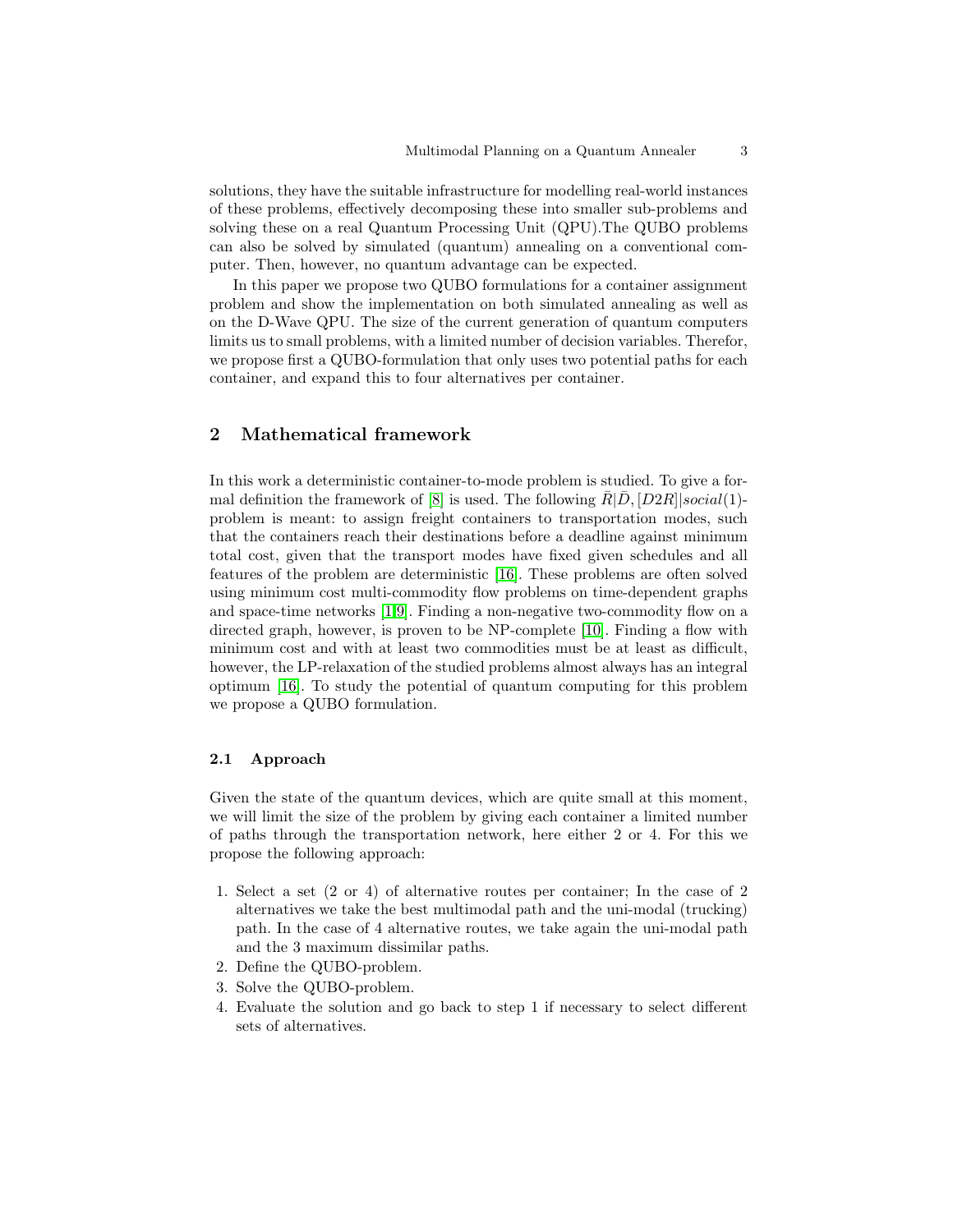solutions, they have the suitable infrastructure for modelling real-world instances of these problems, effectively decomposing these into smaller sub-problems and solving these on a real Quantum Processing Unit (QPU).The QUBO problems can also be solved by simulated (quantum) annealing on a conventional computer. Then, however, no quantum advantage can be expected.

In this paper we propose two QUBO formulations for a container assignment problem and show the implementation on both simulated annealing as well as on the D-Wave QPU. The size of the current generation of quantum computers limits us to small problems, with a limited number of decision variables. Therefor, we propose first a QUBO-formulation that only uses two potential paths for each container, and expand this to four alternatives per container.

## 2 Mathematical framework

In this work a deterministic container-to-mode problem is studied. To give a formal definition the framework of [8] is used. The following $\bar{R}|\bar{D},[D2R]|social(1)$-problem is meant: to assign freight containers to transportation modes, such that the containers reach their destinations before a deadline against minimum total cost, given that the transport modes have fixed given schedules and all features of the problem are deterministic [16]. These problems are often solved using minimum cost multi-commodity flow problems on time-dependent graphs and space-time networks [1,9]. Finding a non-negative two-commodity flow on a directed graph, however, is proven to be NP-complete [10]. Finding a flow with minimum cost and with at least two commodities must be at least as difficult, however, the LP-relaxation of the studied problems almost always has an integral optimum [16]. To study the potential of quantum computing for this problem we propose a QUBO formulation.

### 2.1 Approach

Given the state of the quantum devices, which are quite small at this moment, we will limit the size of the problem by giving each container a limited number of paths through the transportation network, here either 2 or 4. For this we propose the following approach:

1. Select a set (2 or 4) of alternative routes per container; In the case of 2 alternatives we take the best multimodal path and the uni-modal (trucking) path. In the case of 4 alternative routes, we take again the uni-modal path and the 3 maximum dissimilar paths.
2. Define the QUBO-problem.
3. Solve the QUBO-problem.
4. Evaluate the solution and go back to step 1 if necessary to select different sets of alternatives.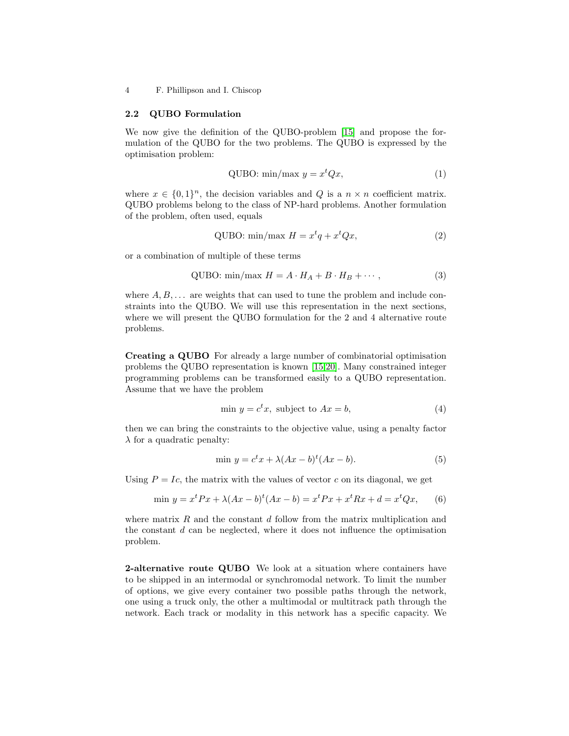## 2.2 QUBO Formulation

We now give the definition of the QUBO-problem [15] and propose the formulation of the QUBO for the two problems. The QUBO is expressed by the optimisation problem:

$$\text{QUBO: min/max } y = x^t Q x, \tag{1}$$

where $x \in \{0,1\}^n$, the decision variables and $Q$ is a $n \times n$ coefficient matrix. QUBO problems belong to the class of NP-hard problems. Another formulation of the problem, often used, equals

$$\text{QUBO: min/max } H = x^t q + x^t Q x, \tag{2}$$

or a combination of multiple of these terms

$$\text{QUBO: min/max } H = A \cdot H_A + B \cdot H_B + \cdots, \tag{3}$$

where $A, B, \ldots$ are weights that can used to tune the problem and include constraints into the QUBO. We will use this representation in the next sections, where we will present the QUBO formulation for the 2 and 4 alternative route problems.

**Creating a QUBO** For already a large number of combinatorial optimisation problems the QUBO representation is known [15,20]. Many constrained integer programming problems can be transformed easily to a QUBO representation. Assume that we have the problem

$$\min y = c^t x, \text{ subject to } Ax = b, \tag{4}$$

then we can bring the constraints to the objective value, using a penalty factor $\lambda$ for a quadratic penalty:

$$\min y = c^t x + \lambda (Ax - b)^t (Ax - b). \tag{5}$$

Using $P = Ic$, the matrix with the values of vector $c$ on its diagonal, we get

$$\min y = x^t P x + \lambda (Ax - b)^t (Ax - b) = x^t P x + x^t R x + d = x^t Q x, \tag{6}$$

where matrix $R$ and the constant $d$ follow from the matrix multiplication and the constant $d$ can be neglected, where it does not influence the optimisation problem.

**2-alternative route QUBO** We look at a situation where containers have to be shipped in an intermodal or synchromodal network. To limit the number of options, we give every container two possible paths through the network, one using a truck only, the other a multimodal or multitrack path through the network. Each track or modality in this network has a specific capacity. We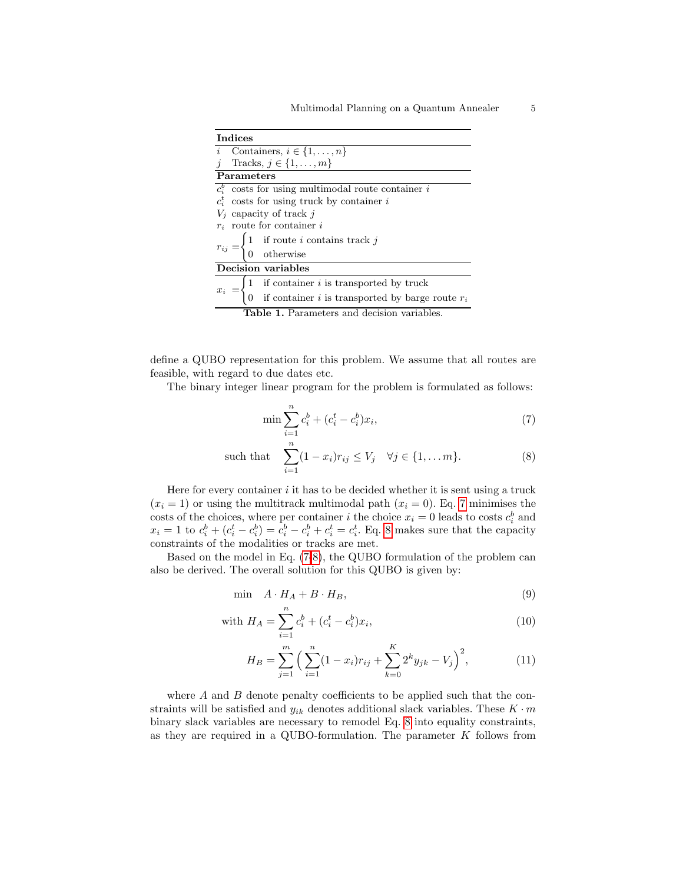| **Indices** | |
|---|---|
| $i$ | Containers, $i \in \{1, \ldots, n\}$ |
| $j$ | Tracks, $j \in \{1, \ldots, m\}$ |
| **Parameters** | |
| $c_i^b$ | costs for using multimodal route container $i$ |
| $c_i^t$ | costs for using truck by container $i$ |
| $V_j$ | capacity of track $j$ |
| $r_i$ | route for container $i$ |
| $r_{ij}$ | $= \begin{cases} 1 & \text{if route } i \text{ contains track } j \\ 0 & \text{otherwise} \end{cases}$ |
| **Decision variables** | |
| $x_i$ | $= \begin{cases} 1 & \text{if container } i \text{ is transported by truck} \\ 0 & \text{if container } i \text{ is transported by barge route } r_i \end{cases}$ |

**Table 1.** Parameters and decision variables.

define a QUBO representation for this problem. We assume that all routes are feasible, with regard to due dates etc.

The binary integer linear program for the problem is formulated as follows:

$$\min \sum_{i=1}^{n} c_i^b + (c_i^t - c_i^b)x_i, \tag{7}$$

$$\text{such that} \quad \sum_{i=1}^{n} (1 - x_i)r_{ij} \leq V_j \quad \forall j \in \{1, \ldots m\}. \tag{8}$$

Here for every container $i$ it has to be decided whether it is sent using a truck ($x_i = 1$) or using the multitrack multimodal path ($x_i = 0$). Eq. 7 minimises the costs of the choices, where per container $i$ the choice $x_i = 0$ leads to costs $c_i^b$ and $x_i = 1$ to $c_i^b + (c_i^t - c_i^b) = c_i^b - c_i^b + c_i^t = c_i^t$. Eq. 8 makes sure that the capacity constraints of the modalities or tracks are met.

Based on the model in Eq. (7,8), the QUBO formulation of the problem can also be derived. The overall solution for this QUBO is given by:

$$\min \quad A \cdot H_A + B \cdot H_B, \tag{9}$$

$$\text{with } H_A = \sum_{i=1}^{n} c_i^b + (c_i^t - c_i^b)x_i, \tag{10}$$

$$H_B = \sum_{j=1}^{m} \Big( \sum_{i=1}^{n} (1 - x_i)r_{ij} + \sum_{k=0}^{K} 2^k y_{jk} - V_j \Big)^2, \tag{11}$$

where $A$ and $B$ denote penalty coefficients to be applied such that the constraints will be satisfied and $y_{ik}$ denotes additional slack variables. These $K \cdot m$ binary slack variables are necessary to remodel Eq. 8 into equality constraints, as they are required in a QUBO-formulation. The parameter $K$ follows from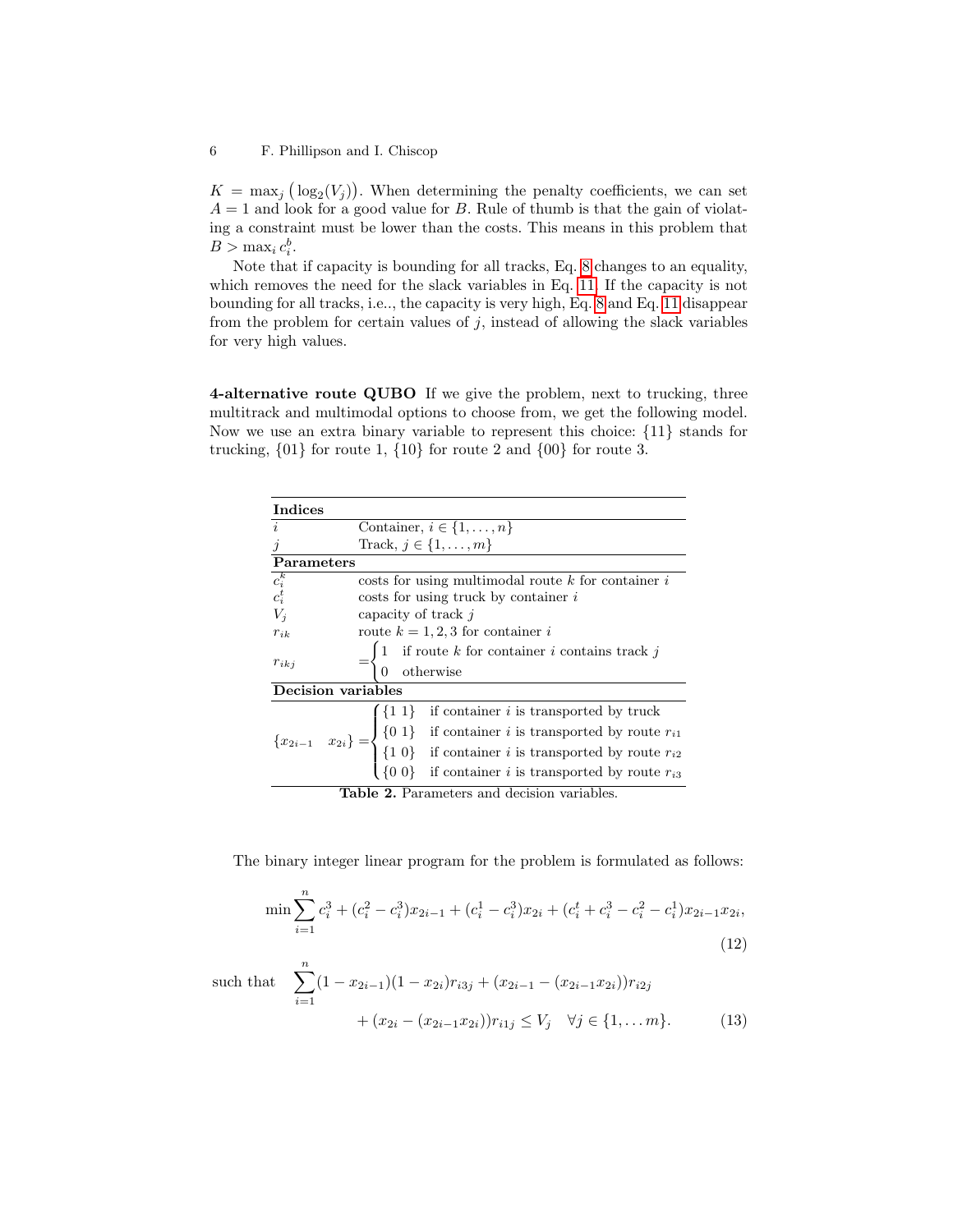$K = \max_j \big(\log_2(V_j)\big)$. When determining the penalty coefficients, we can set $A = 1$ and look for a good value for $B$. Rule of thumb is that the gain of violating a constraint must be lower than the costs. This means in this problem that $B > \max_i c_i^b$.

Note that if capacity is bounding for all tracks, Eq. 8 changes to an equality, which removes the need for the slack variables in Eq. 11. If the capacity is not bounding for all tracks, i.e.., the capacity is very high, Eq. 8 and Eq. 11 disappear from the problem for certain values of $j$, instead of allowing the slack variables for very high values.

**4-alternative route QUBO** If we give the problem, next to trucking, three multitrack and multimodal options to choose from, we get the following model. Now we use an extra binary variable to represent this choice: {11} stands for trucking, {01} for route 1, {10} for route 2 and {00} for route 3.

| **Indices** | |
|---|---|
| $i$ | Container, $i \in \{1, \ldots, n\}$ |
| $j$ | Track, $j \in \{1, \ldots, m\}$ |
| **Parameters** | |
| $c_i^k$ | costs for using multimodal route $k$ for container $i$ |
| $c_i^t$ | costs for using truck by container $i$ |
| $V_j$ | capacity of track $j$ |
| $r_{ik}$ | route $k = 1, 2, 3$ for container $i$ |
| $r_{ikj}$ | $= \begin{cases} 1 & \text{if route } k \text{ for container } i \text{ contains track } j \\ 0 & \text{otherwise} \end{cases}$ |
| **Decision variables** | |
| $\{x_{2i-1} \quad x_{2i}\}$ | $= \begin{cases} \{1\ 1\} & \text{if container } i \text{ is transported by truck} \\ \{0\ 1\} & \text{if container } i \text{ is transported by route } r_{i1} \\ \{1\ 0\} & \text{if container } i \text{ is transported by route } r_{i2} \\ \{0\ 0\} & \text{if container } i \text{ is transported by route } r_{i3} \end{cases}$ |

**Table 2.** Parameters and decision variables.

The binary integer linear program for the problem is formulated as follows:

$$\min \sum_{i=1}^{n} c_i^3 + (c_i^2 - c_i^3)x_{2i-1} + (c_i^1 - c_i^3)x_{2i} + (c_i^t + c_i^3 - c_i^2 - c_i^1)x_{2i-1}x_{2i}, \tag{12}$$

$$\text{such that} \quad \sum_{i=1}^{n} (1 - x_{2i-1})(1 - x_{2i})r_{i3j} + (x_{2i-1} - (x_{2i-1}x_{2i}))r_{i2j} + (x_{2i} - (x_{2i-1}x_{2i}))r_{i1j} \leq V_j \quad \forall j \in \{1, \ldots m\}. \tag{13}$$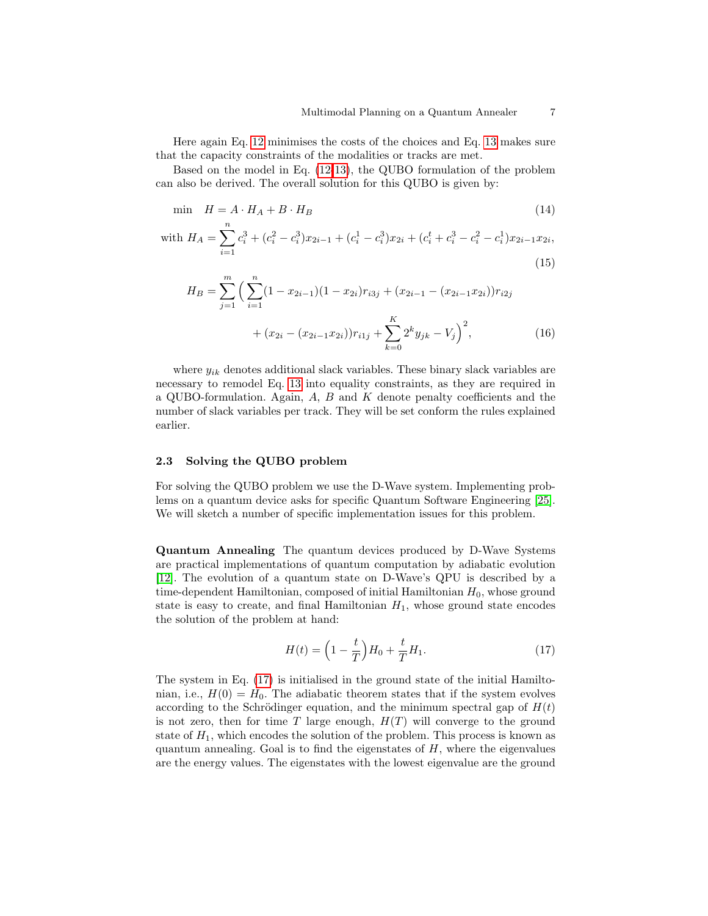Here again Eq. 12 minimises the costs of the choices and Eq. 13 makes sure that the capacity constraints of the modalities or tracks are met.

Based on the model in Eq. (12-13), the QUBO formulation of the problem can also be derived. The overall solution for this QUBO is given by:

$$\min \quad H = A \cdot H_A + B \cdot H_B \tag{14}$$

$$\text{with } H_A = \sum_{i=1}^{n} c_i^3 + (c_i^2 - c_i^3)x_{2i-1} + (c_i^1 - c_i^3)x_{2i} + (c_i^t + c_i^3 - c_i^2 - c_i^1)x_{2i-1}x_{2i}, \tag{15}$$

$$H_B = \sum_{j=1}^{m} \Big( \sum_{i=1}^{n} (1 - x_{2i-1})(1 - x_{2i})r_{i3j} + (x_{2i-1} - (x_{2i-1}x_{2i}))r_{i2j} + (x_{2i} - (x_{2i-1}x_{2i}))r_{i1j} + \sum_{k=0}^{K} 2^k y_{jk} - V_j \Big)^2, \tag{16}$$

where $y_{ik}$ denotes additional slack variables. These binary slack variables are necessary to remodel Eq. 13 into equality constraints, as they are required in a QUBO-formulation. Again, $A$, $B$ and $K$ denote penalty coefficients and the number of slack variables per track. They will be set conform the rules explained earlier.

### 2.3 Solving the QUBO problem

For solving the QUBO problem we use the D-Wave system. Implementing problems on a quantum device asks for specific Quantum Software Engineering [25]. We will sketch a number of specific implementation issues for this problem.

**Quantum Annealing** The quantum devices produced by D-Wave Systems are practical implementations of quantum computation by adiabatic evolution [12]. The evolution of a quantum state on D-Wave's QPU is described by a time-dependent Hamiltonian, composed of initial Hamiltonian $H_0$, whose ground state is easy to create, and final Hamiltonian $H_1$, whose ground state encodes the solution of the problem at hand:

$$H(t) = \Big(1 - \frac{t}{T}\Big)H_0 + \frac{t}{T}H_1. \tag{17}$$

The system in Eq. (17) is initialised in the ground state of the initial Hamiltonian, i.e., $H(0) = H_0$. The adiabatic theorem states that if the system evolves according to the Schrödinger equation, and the minimum spectral gap of $H(t)$ is not zero, then for time $T$ large enough, $H(T)$ will converge to the ground state of $H_1$, which encodes the solution of the problem. This process is known as quantum annealing. Goal is to find the eigenstates of $H$, where the eigenvalues are the energy values. The eigenstates with the lowest eigenvalue are the ground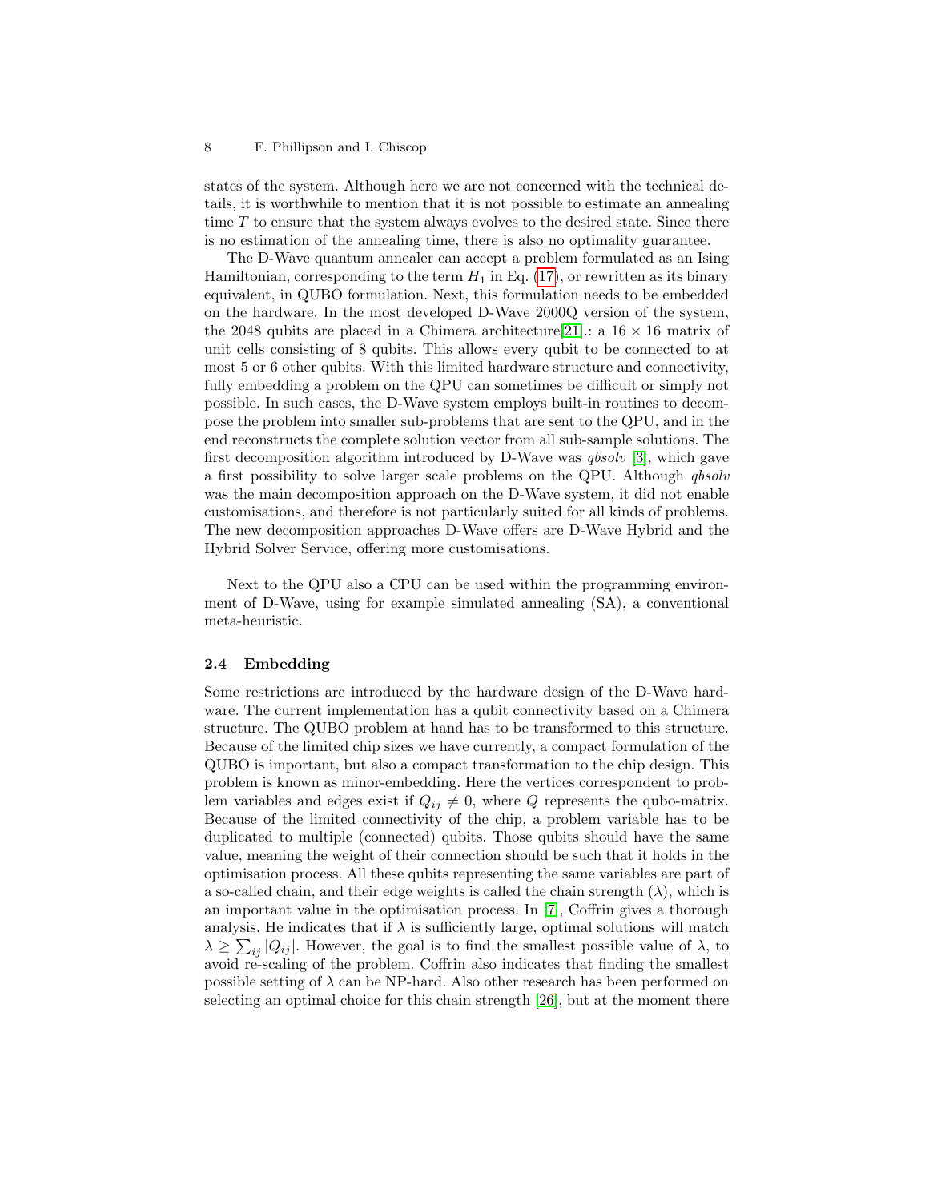states of the system. Although here we are not concerned with the technical details, it is worthwhile to mention that it is not possible to estimate an annealing time $T$ to ensure that the system always evolves to the desired state. Since there is no estimation of the annealing time, there is also no optimality guarantee.

The D-Wave quantum annealer can accept a problem formulated as an Ising Hamiltonian, corresponding to the term $H_1$ in Eq. (17), or rewritten as its binary equivalent, in QUBO formulation. Next, this formulation needs to be embedded on the hardware. In the most developed D-Wave 2000Q version of the system, the 2048 qubits are placed in a Chimera architecture[21].: a $16 \times 16$ matrix of unit cells consisting of 8 qubits. This allows every qubit to be connected to at most 5 or 6 other qubits. With this limited hardware structure and connectivity, fully embedding a problem on the QPU can sometimes be difficult or simply not possible. In such cases, the D-Wave system employs built-in routines to decompose the problem into smaller sub-problems that are sent to the QPU, and in the end reconstructs the complete solution vector from all sub-sample solutions. The first decomposition algorithm introduced by D-Wave was *qbsolv* [3], which gave a first possibility to solve larger scale problems on the QPU. Although *qbsolv* was the main decomposition approach on the D-Wave system, it did not enable customisations, and therefore is not particularly suited for all kinds of problems. The new decomposition approaches D-Wave offers are D-Wave Hybrid and the Hybrid Solver Service, offering more customisations.

Next to the QPU also a CPU can be used within the programming environment of D-Wave, using for example simulated annealing (SA), a conventional meta-heuristic.

### 2.4 Embedding

Some restrictions are introduced by the hardware design of the D-Wave hardware. The current implementation has a qubit connectivity based on a Chimera structure. The QUBO problem at hand has to be transformed to this structure. Because of the limited chip sizes we have currently, a compact formulation of the QUBO is important, but also a compact transformation to the chip design. This problem is known as minor-embedding. Here the vertices correspondent to problem variables and edges exist if $Q_{ij} \neq 0$, where $Q$ represents the qubo-matrix. Because of the limited connectivity of the chip, a problem variable has to be duplicated to multiple (connected) qubits. Those qubits should have the same value, meaning the weight of their connection should be such that it holds in the optimisation process. All these qubits representing the same variables are part of a so-called chain, and their edge weights is called the chain strength ($\lambda$), which is an important value in the optimisation process. In [7], Coffrin gives a thorough analysis. He indicates that if $\lambda$ is sufficiently large, optimal solutions will match $\lambda \geq \sum_{ij} |Q_{ij}|$. However, the goal is to find the smallest possible value of $\lambda$, to avoid re-scaling of the problem. Coffrin also indicates that finding the smallest possible setting of $\lambda$ can be NP-hard. Also other research has been performed on selecting an optimal choice for this chain strength [26], but at the moment there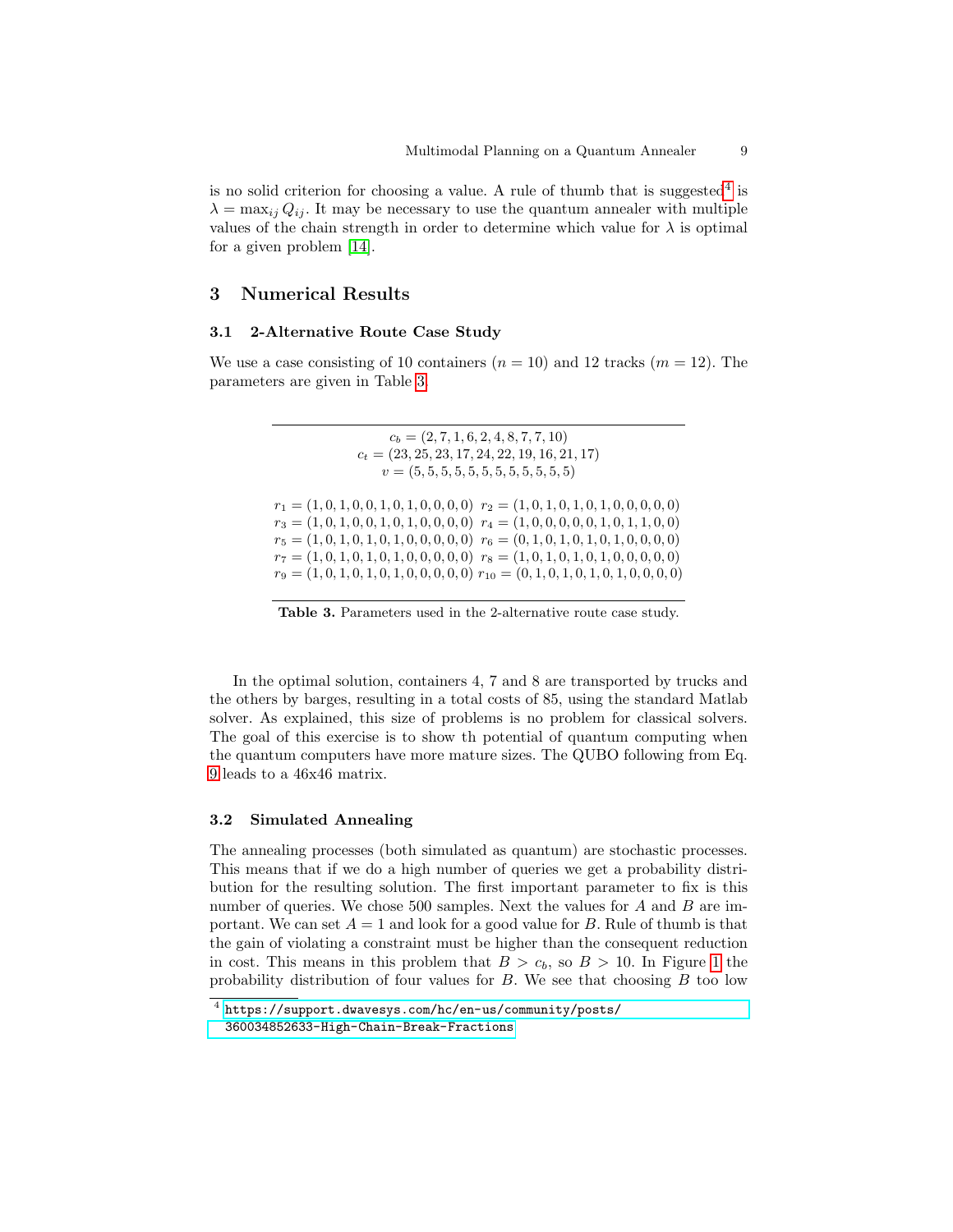is no solid criterion for choosing a value. A rule of thumb that is suggested[4] is $\lambda = \max_{ij} Q_{ij}$. It may be necessary to use the quantum annealer with multiple values of the chain strength in order to determine which value for $\lambda$ is optimal for a given problem [14].

## 3 Numerical Results

### 3.1 2-Alternative Route Case Study

We use a case consisting of 10 containers ($n = 10$) and 12 tracks ($m = 12$). The parameters are given in Table 3.

$$c_b = (2, 7, 1, 6, 2, 4, 8, 7, 7, 10)$$
$$c_t = (23, 25, 23, 17, 24, 22, 19, 16, 21, 17)$$
$$v = (5, 5, 5, 5, 5, 5, 5, 5, 5, 5, 5, 5)$$

$$r_1 = (1, 0, 1, 0, 0, 1, 0, 1, 0, 0, 0, 0) \quad r_2 = (1, 0, 1, 0, 1, 0, 1, 0, 0, 0, 0, 0)$$
$$r_3 = (1, 0, 1, 0, 0, 1, 0, 1, 0, 0, 0, 0) \quad r_4 = (1, 0, 0, 0, 0, 0, 1, 0, 1, 1, 0, 0)$$
$$r_5 = (1, 0, 1, 0, 1, 0, 1, 0, 0, 0, 0, 0) \quad r_6 = (0, 1, 0, 1, 0, 1, 0, 1, 0, 0, 0, 0)$$
$$r_7 = (1, 0, 1, 0, 1, 0, 1, 0, 0, 0, 0, 0) \quad r_8 = (1, 0, 1, 0, 1, 0, 1, 0, 0, 0, 0, 0)$$
$$r_9 = (1, 0, 1, 0, 1, 0, 1, 0, 0, 0, 0, 0) \quad r_{10} = (0, 1, 0, 1, 0, 1, 0, 1, 0, 0, 0, 0)$$

**Table 3.** Parameters used in the 2-alternative route case study.

In the optimal solution, containers 4, 7 and 8 are transported by trucks and the others by barges, resulting in a total costs of 85, using the standard Matlab solver. As explained, this size of problems is no problem for classical solvers. The goal of this exercise is to show th potential of quantum computing when the quantum computers have more mature sizes. The QUBO following from Eq. 9 leads to a 46x46 matrix.

### 3.2 Simulated Annealing

The annealing processes (both simulated as quantum) are stochastic processes. This means that if we do a high number of queries we get a probability distribution for the resulting solution. The first important parameter to fix is this number of queries. We chose 500 samples. Next the values for $A$ and $B$ are important. We can set $A = 1$ and look for a good value for $B$. Rule of thumb is that the gain of violating a constraint must be higher than the consequent reduction in cost. This means in this problem that $B > c_b$, so $B > 10$. In Figure 1 the probability distribution of four values for $B$. We see that choosing $B$ too low

[4] https://support.dwavesys.com/hc/en-us/community/posts/360034852633-High-Chain-Break-Fractions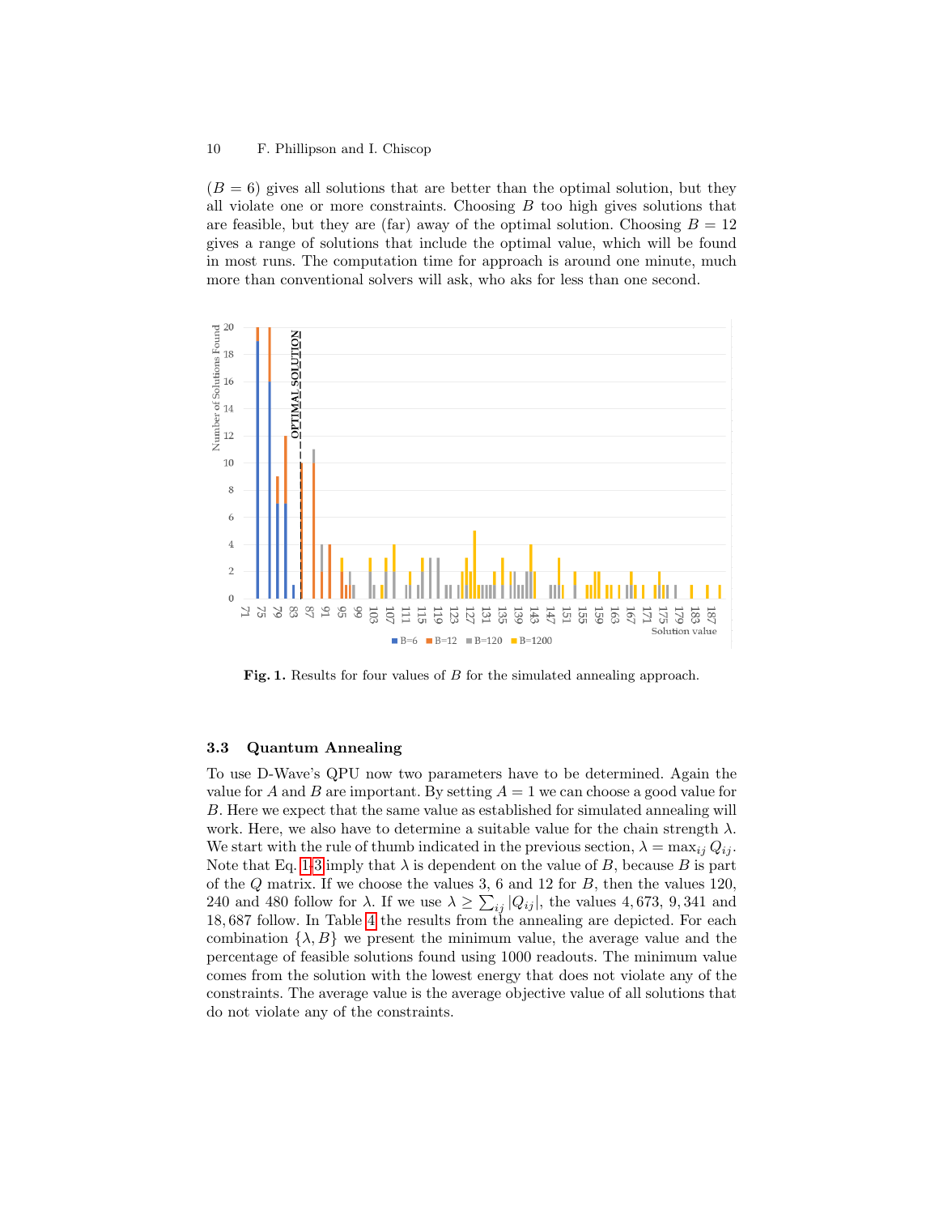($B = 6$) gives all solutions that are better than the optimal solution, but they all violate one or more constraints. Choosing $B$ too high gives solutions that are feasible, but they are (far) away of the optimal solution. Choosing $B = 12$ gives a range of solutions that include the optimal value, which will be found in most runs. The computation time for approach is around one minute, much more than conventional solvers will ask, who aks for less than one second.

**Fig. 1.** Results for four values of $B$ for the simulated annealing approach.

### 3.3 Quantum Annealing

To use D-Wave's QPU now two parameters have to be determined. Again the value for $A$ and $B$ are important. By setting $A = 1$ we can choose a good value for $B$. Here we expect that the same value as established for simulated annealing will work. Here, we also have to determine a suitable value for the chain strength $\lambda$. We start with the rule of thumb indicated in the previous section, $\lambda = \max_{ij} Q_{ij}$. Note that Eq. 1-3 imply that $\lambda$ is dependent on the value of $B$, because $B$ is part of the $Q$ matrix. If we choose the values 3, 6 and 12 for $B$, then the values 120, 240 and 480 follow for $\lambda$. If we use $\lambda \geq \sum_{ij} |Q_{ij}|$, the values 4,673, 9,341 and 18,687 follow. In Table 4 the results from the annealing are depicted. For each combination $\{\lambda, B\}$ we present the minimum value, the average value and the percentage of feasible solutions found using 1000 readouts. The minimum value comes from the solution with the lowest energy that does not violate any of the constraints. The average value is the average objective value of all solutions that do not violate any of the constraints.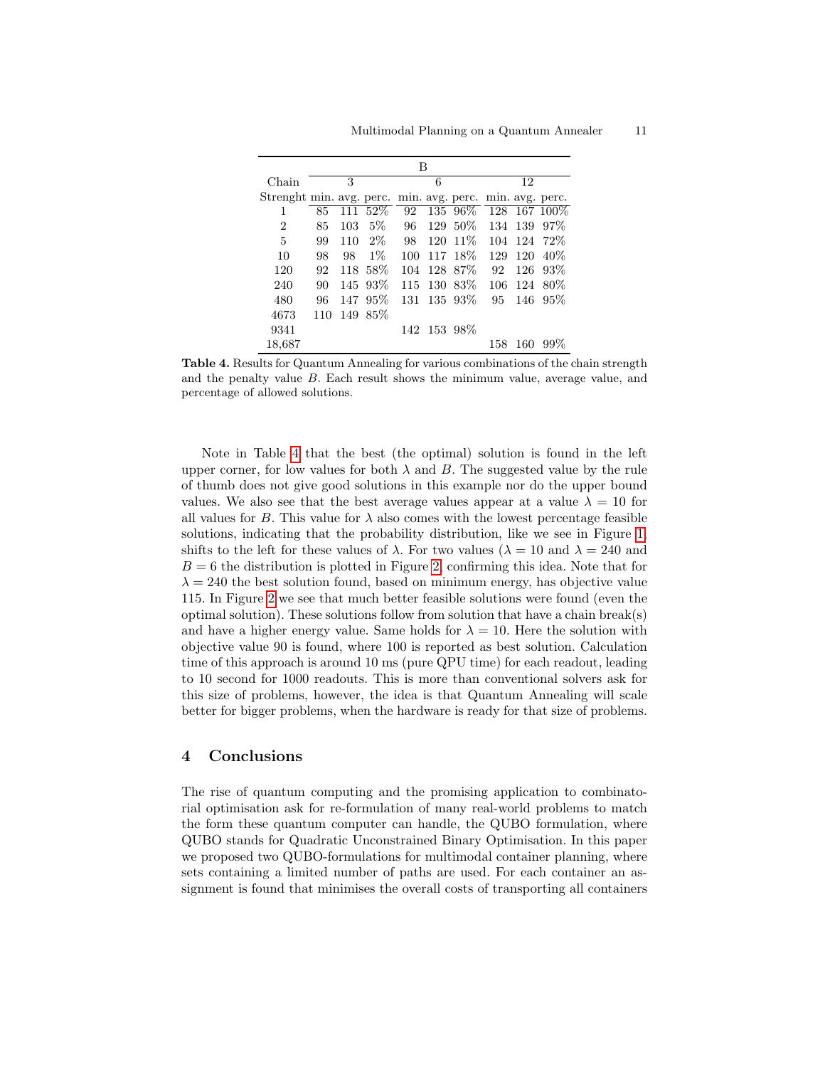| Chain | B | | | | | | | | |
|---|---|---|---|---|---|---|---|---|---|
| | 3 | | | 6 | | | 12 | | |
| Strenght | min. | avg. | perc. | min. | avg. | perc. | min. | avg. | perc. |
| 1 | 85 | 111 | 52% | 92 | 135 | 96% | 128 | 167 | 100% |
| 2 | 85 | 103 | 5% | 96 | 129 | 50% | 134 | 139 | 97% |
| 5 | 99 | 110 | 2% | 98 | 120 | 11% | 104 | 124 | 72% |
| 10 | 98 | 98 | 1% | 100 | 117 | 18% | 129 | 120 | 40% |
| 120 | 92 | 118 | 58% | 104 | 128 | 87% | 92 | 126 | 93% |
| 240 | 90 | 145 | 93% | 115 | 130 | 83% | 106 | 124 | 80% |
| 480 | 96 | 147 | 95% | 131 | 135 | 93% | 95 | 146 | 95% |
| 4673 | 110 | 149 | 85% | | | | | | |
| 9341 | | | | 142 | 153 | 98% | | | |
| 18,687 | | | | | | | 158 | 160 | 99% |

**Table 4.** Results for Quantum Annealing for various combinations of the chain strength and the penalty value $B$. Each result shows the minimum value, average value, and percentage of allowed solutions.

Note in Table 4 that the best (the optimal) solution is found in the left upper corner, for low values for both $\lambda$ and $B$. The suggested value by the rule of thumb does not give good solutions in this example nor do the upper bound values. We also see that the best average values appear at a value $\lambda = 10$ for all values for $B$. This value for $\lambda$ also comes with the lowest percentage feasible solutions, indicating that the probability distribution, like we see in Figure 1, shifts to the left for these values of $\lambda$. For two values ($\lambda = 10$ and $\lambda = 240$ and $B = 6$ the distribution is plotted in Figure 2, confirming this idea. Note that for $\lambda = 240$ the best solution found, based on minimum energy, has objective value 115. In Figure 2 we see that much better feasible solutions were found (even the optimal solution). These solutions follow from solution that have a chain break(s) and have a higher energy value. Same holds for $\lambda = 10$. Here the solution with objective value 90 is found, where 100 is reported as best solution. Calculation time of this approach is around 10 ms (pure QPU time) for each readout, leading to 10 second for 1000 readouts. This is more than conventional solvers ask for this size of problems, however, the idea is that Quantum Annealing will scale better for bigger problems, when the hardware is ready for that size of problems.

## 4 Conclusions

The rise of quantum computing and the promising application to combinatorial optimisation ask for re-formulation of many real-world problems to match the form these quantum computer can handle, the QUBO formulation, where QUBO stands for Quadratic Unconstrained Binary Optimisation. In this paper we proposed two QUBO-formulations for multimodal container planning, where sets containing a limited number of paths are used. For each container an assignment is found that minimises the overall costs of transporting all containers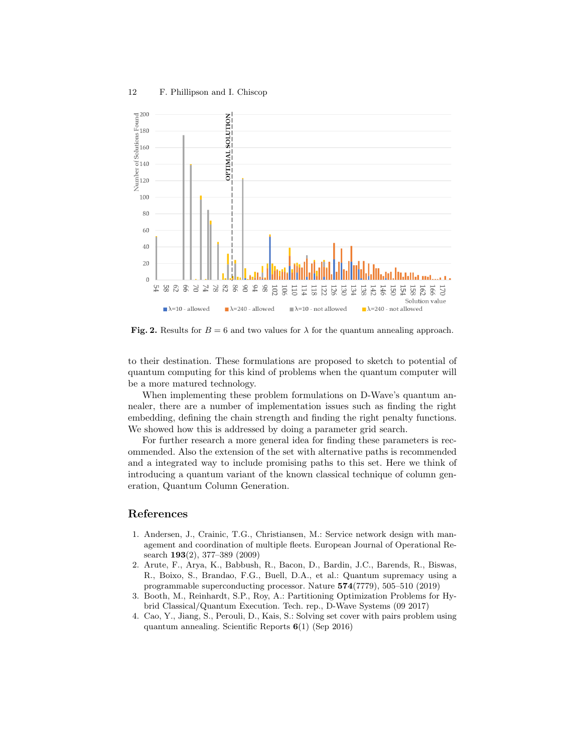**Fig. 2.** Results for $B = 6$ and two values for $\lambda$ for the quantum annealing approach.

to their destination. These formulations are proposed to sketch to potential of quantum computing for this kind of problems when the quantum computer will be a more matured technology.

When implementing these problem formulations on D-Wave's quantum annealer, there are a number of implementation issues such as finding the right embedding, defining the chain strength and finding the right penalty functions. We showed how this is addressed by doing a parameter grid search.

For further research a more general idea for finding these parameters is recommended. Also the extension of the set with alternative paths is recommended and a integrated way to include promising paths to this set. Here we think of introducing a quantum variant of the known classical technique of column generation, Quantum Column Generation.

## References

1. Andersen, J., Crainic, T.G., Christiansen, M.: Service network design with management and coordination of multiple fleets. European Journal of Operational Research **193**(2), 377–389 (2009)
2. Arute, F., Arya, K., Babbush, R., Bacon, D., Bardin, J.C., Barends, R., Biswas, R., Boixo, S., Brandao, F.G., Buell, D.A., et al.: Quantum supremacy using a programmable superconducting processor. Nature **574**(7779), 505–510 (2019)
3. Booth, M., Reinhardt, S.P., Roy, A.: Partitioning Optimization Problems for Hybrid Classical/Quantum Execution. Tech. rep., D-Wave Systems (09 2017)
4. Cao, Y., Jiang, S., Perouli, D., Kais, S.: Solving set cover with pairs problem using quantum annealing. Scientific Reports **6**(1) (Sep 2016)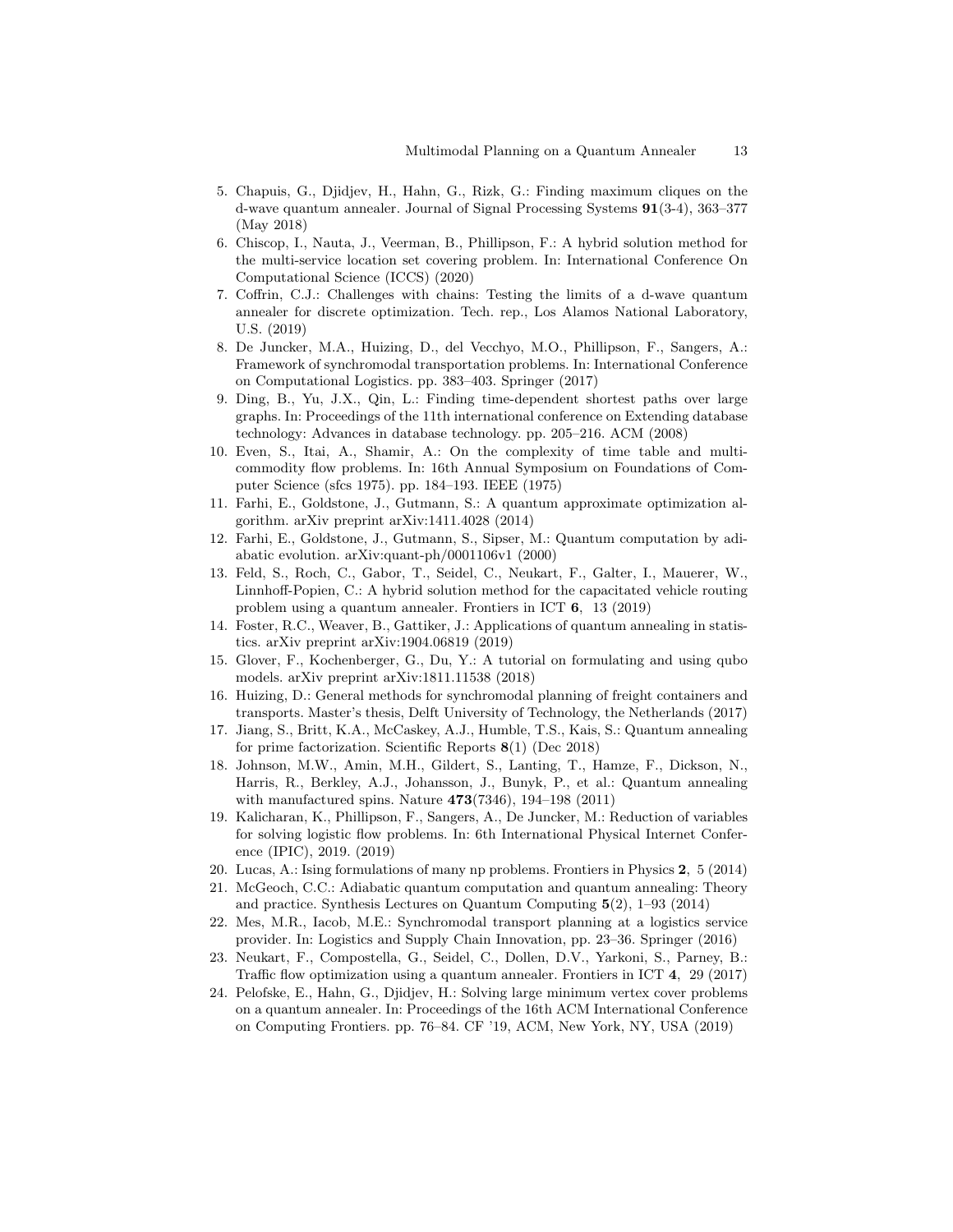5. Chapuis, G., Djidjev, H., Hahn, G., Rizk, G.: Finding maximum cliques on the d-wave quantum annealer. Journal of Signal Processing Systems **91**(3-4), 363–377 (May 2018)
6. Chiscop, I., Nauta, J., Veerman, B., Phillipson, F.: A hybrid solution method for the multi-service location set covering problem. In: International Conference On Computational Science (ICCS) (2020)
7. Coffrin, C.J.: Challenges with chains: Testing the limits of a d-wave quantum annealer for discrete optimization. Tech. rep., Los Alamos National Laboratory, U.S. (2019)
8. De Juncker, M.A., Huizing, D., del Vecchyo, M.O., Phillipson, F., Sangers, A.: Framework of synchromodal transportation problems. In: International Conference on Computational Logistics. pp. 383–403. Springer (2017)
9. Ding, B., Yu, J.X., Qin, L.: Finding time-dependent shortest paths over large graphs. In: Proceedings of the 11th international conference on Extending database technology: Advances in database technology. pp. 205–216. ACM (2008)
10. Even, S., Itai, A., Shamir, A.: On the complexity of time table and multi-commodity flow problems. In: 16th Annual Symposium on Foundations of Computer Science (sfcs 1975). pp. 184–193. IEEE (1975)
11. Farhi, E., Goldstone, J., Gutmann, S.: A quantum approximate optimization algorithm. arXiv preprint arXiv:1411.4028 (2014)
12. Farhi, E., Goldstone, J., Gutmann, S., Sipser, M.: Quantum computation by adiabatic evolution. arXiv:quant-ph/0001106v1 (2000)
13. Feld, S., Roch, C., Gabor, T., Seidel, C., Neukart, F., Galter, I., Mauerer, W., Linnhoff-Popien, C.: A hybrid solution method for the capacitated vehicle routing problem using a quantum annealer. Frontiers in ICT **6**, 13 (2019)
14. Foster, R.C., Weaver, B., Gattiker, J.: Applications of quantum annealing in statistics. arXiv preprint arXiv:1904.06819 (2019)
15. Glover, F., Kochenberger, G., Du, Y.: A tutorial on formulating and using qubo models. arXiv preprint arXiv:1811.11538 (2018)
16. Huizing, D.: General methods for synchromodal planning of freight containers and transports. Master's thesis, Delft University of Technology, the Netherlands (2017)
17. Jiang, S., Britt, K.A., McCaskey, A.J., Humble, T.S., Kais, S.: Quantum annealing for prime factorization. Scientific Reports **8**(1) (Dec 2018)
18. Johnson, M.W., Amin, M.H., Gildert, S., Lanting, T., Hamze, F., Dickson, N., Harris, R., Berkley, A.J., Johansson, J., Bunyk, P., et al.: Quantum annealing with manufactured spins. Nature **473**(7346), 194–198 (2011)
19. Kalicharan, K., Phillipson, F., Sangers, A., De Juncker, M.: Reduction of variables for solving logistic flow problems. In: 6th International Physical Internet Conference (IPIC), 2019. (2019)
20. Lucas, A.: Ising formulations of many np problems. Frontiers in Physics **2**, 5 (2014)
21. McGeoch, C.C.: Adiabatic quantum computation and quantum annealing: Theory and practice. Synthesis Lectures on Quantum Computing **5**(2), 1–93 (2014)
22. Mes, M.R., Iacob, M.E.: Synchromodal transport planning at a logistics service provider. In: Logistics and Supply Chain Innovation, pp. 23–36. Springer (2016)
23. Neukart, F., Compostella, G., Seidel, C., Dollen, D.V., Yarkoni, S., Parney, B.: Traffic flow optimization using a quantum annealer. Frontiers in ICT **4**, 29 (2017)
24. Pelofske, E., Hahn, G., Djidjev, H.: Solving large minimum vertex cover problems on a quantum annealer. In: Proceedings of the 16th ACM International Conference on Computing Frontiers. pp. 76–84. CF '19, ACM, New York, NY, USA (2019)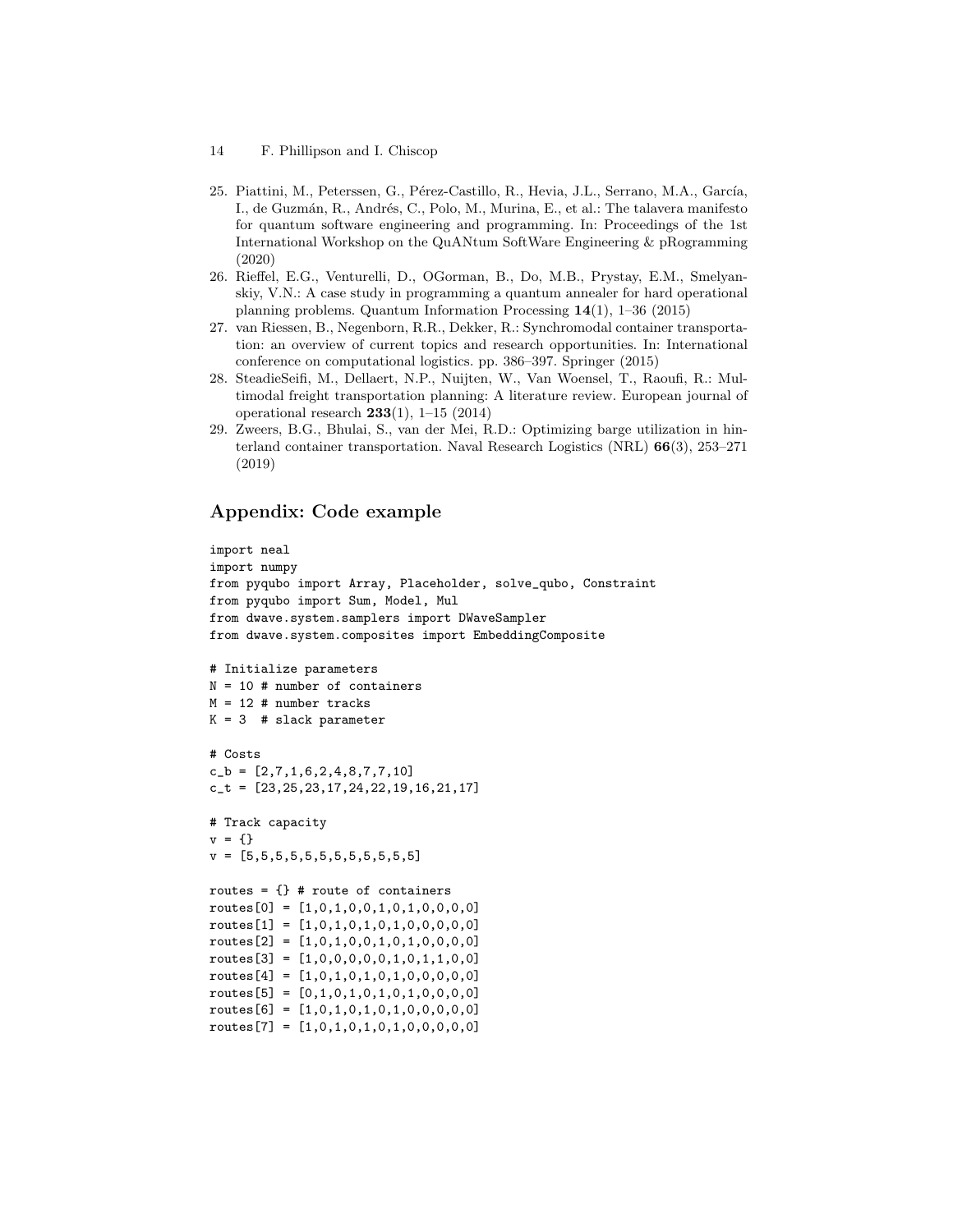25. Piattini, M., Peterssen, G., Pérez-Castillo, R., Hevia, J.L., Serrano, M.A., García, I., de Guzmán, R., Andrés, C., Polo, M., Murina, E., et al.: The talavera manifesto for quantum software engineering and programming. In: Proceedings of the 1st International Workshop on the QuANtum SoftWare Engineering & pRogramming (2020)
26. Rieffel, E.G., Venturelli, D., OGorman, B., Do, M.B., Prystay, E.M., Smelyanskiy, V.N.: A case study in programming a quantum annealer for hard operational planning problems. Quantum Information Processing **14**(1), 1–36 (2015)
27. van Riessen, B., Negenborn, R.R., Dekker, R.: Synchromodal container transportation: an overview of current topics and research opportunities. In: International conference on computational logistics. pp. 386–397. Springer (2015)
28. SteadieSeifi, M., Dellaert, N.P., Nuijten, W., Van Woensel, T., Raoufi, R.: Multimodal freight transportation planning: A literature review. European journal of operational research **233**(1), 1–15 (2014)
29. Zweers, B.G., Bhulai, S., van der Mei, R.D.: Optimizing barge utilization in hinterland container transportation. Naval Research Logistics (NRL) **66**(3), 253–271 (2019)

## Appendix: Code example

```
import neal
import numpy
from pyqubo import Array, Placeholder, solve_qubo, Constraint
from pyqubo import Sum, Model, Mul
from dwave.system.samplers import DWaveSampler
from dwave.system.composites import EmbeddingComposite

# Initialize parameters
N = 10 # number of containers
M = 12 # number tracks
K = 3  # slack parameter

# Costs
c_b = [2,7,1,6,2,4,8,7,7,10]
c_t = [23,25,23,17,24,22,19,16,21,17]

# Track capacity
v = {}
v = [5,5,5,5,5,5,5,5,5,5,5,5]

routes = {} # route of containers
routes[0] = [1,0,1,0,0,1,0,1,0,0,0,0]
routes[1] = [1,0,1,0,1,0,1,0,0,0,0,0]
routes[2] = [1,0,1,0,0,1,0,1,0,0,0,0]
routes[3] = [1,0,0,0,0,0,1,0,1,1,0,0]
routes[4] = [1,0,1,0,1,0,1,0,0,0,0,0]
routes[5] = [0,1,0,1,0,1,0,1,0,0,0,0]
routes[6] = [1,0,1,0,1,0,1,0,0,0,0,0]
routes[7] = [1,0,1,0,1,0,1,0,0,0,0,0]
```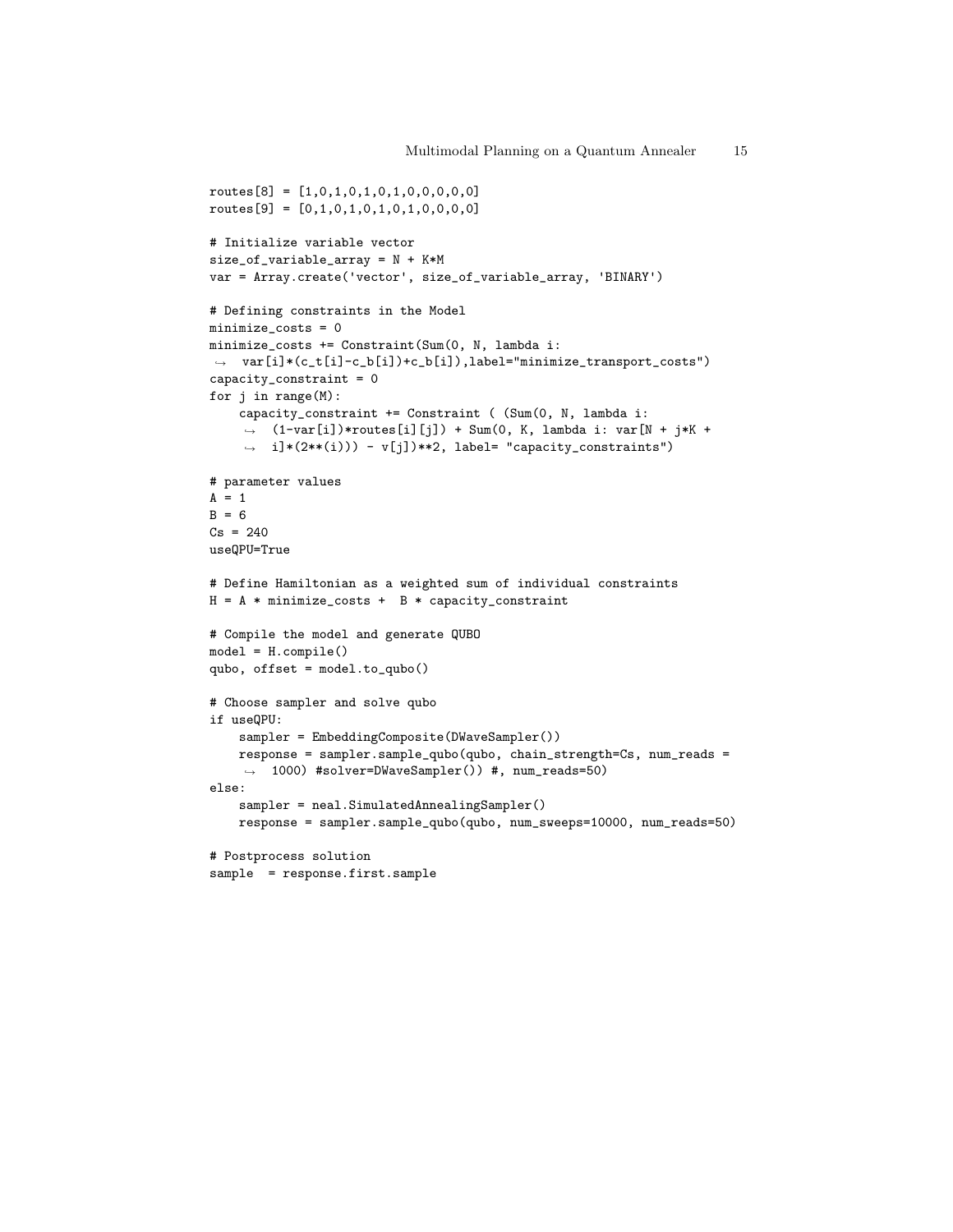```
routes[8] = [1,0,1,0,1,0,1,0,0,0,0,0]
routes[9] = [0,1,0,1,0,1,0,1,0,0,0,0]

# Initialize variable vector
size_of_variable_array = N + K*M
var = Array.create('vector', size_of_variable_array, 'BINARY')

# Defining constraints in the Model
minimize_costs = 0
minimize_costs += Constraint(Sum(0, N, lambda i:
 ↪  var[i]*(c_t[i]-c_b[i])+c_b[i]),label="minimize_transport_costs")
capacity_constraint = 0
for j in range(M):
    capacity_constraint += Constraint ( (Sum(0, N, lambda i:
     ↪  (1-var[i])*routes[i][j]) + Sum(0, K, lambda i: var[N + j*K +
     ↪  i]*(2**(i))) - v[j])**2, label= "capacity_constraints")

# parameter values
A = 1
B = 6
Cs = 240
useQPU=True

# Define Hamiltonian as a weighted sum of individual constraints
H = A * minimize_costs +  B * capacity_constraint

# Compile the model and generate QUBO
model = H.compile()
qubo, offset = model.to_qubo()

# Choose sampler and solve qubo
if useQPU:
    sampler = EmbeddingComposite(DWaveSampler())
    response = sampler.sample_qubo(qubo, chain_strength=Cs, num_reads =
     ↪  1000) #solver=DWaveSampler()) #, num_reads=50)
else:
    sampler = neal.SimulatedAnnealingSampler()
    response = sampler.sample_qubo(qubo, num_sweeps=10000, num_reads=50)

# Postprocess solution
sample  = response.first.sample
```